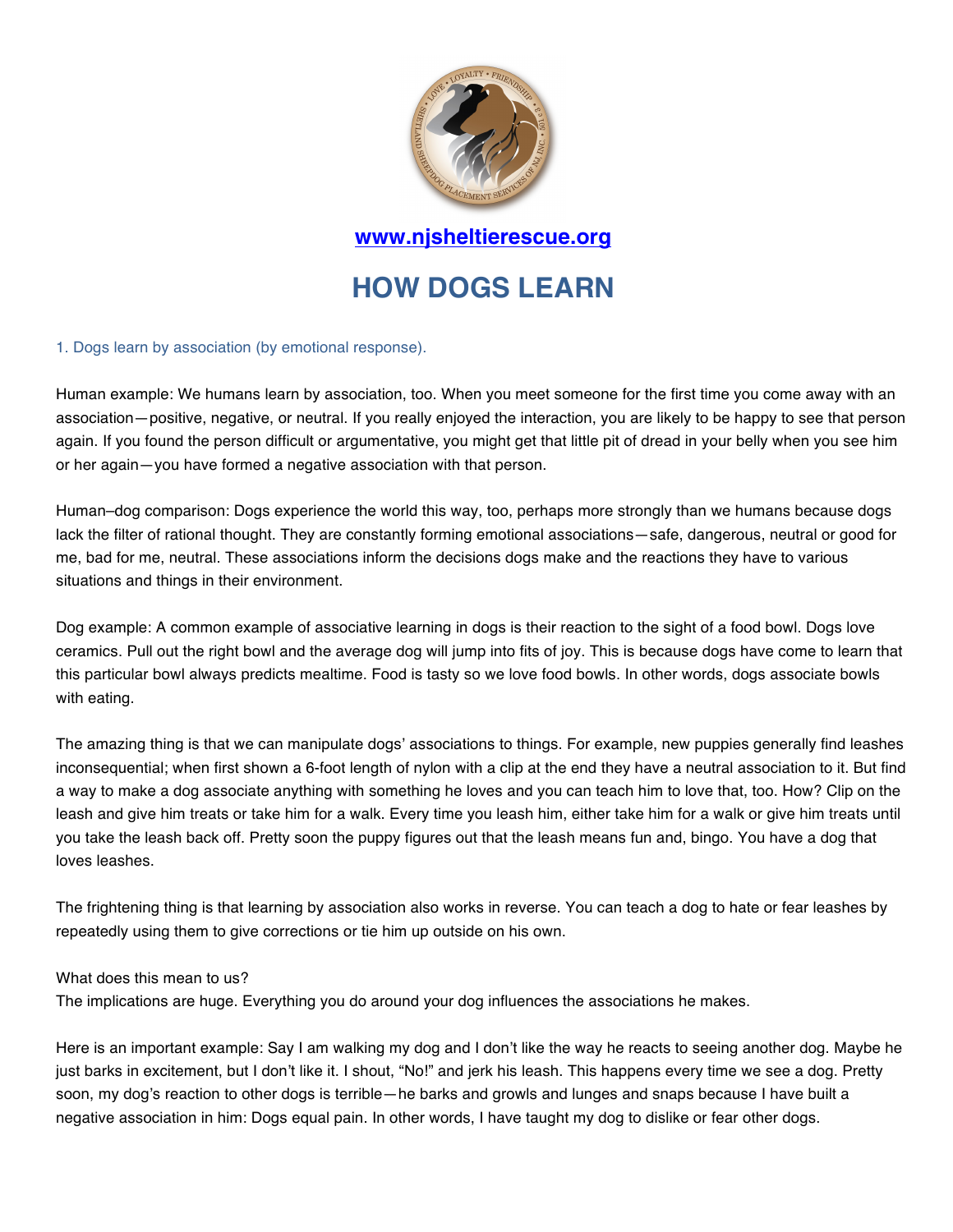[www.njsheltierescue.org](http://www.njsheltierescue.org)

# HOW DOGS LEARN

## 1. Dogs learn by association (by emotional response).

Human example: We humans learn by association, too. When you meet someone for the first time you come away with an association—positive, negative, or neutral. If you really enjoyed the interaction, you are likely to be happy to see that person again. If you found the person difficult or argumentative, you might get that little pit of dread in your belly when you see him or her again—you have formed a negative association with that person.

Human–dog comparison: Dogs experience the world this way, too, perhaps more strongly than we humans because dogs lack the filter of rational thought. They are constantly forming emotional associations—safe, dangerous, neutral or good for me, bad for me, neutral. These associations inform the decisions dogs make and the reactions they have to various situations and things in their environment.

Dog example: A common example of associative learning in dogs is their reaction to the sight of a food bowl. Dogs love ceramics. Pull out the right bowl and the average dog will jump into fits of joy. This is because dogs have come to learn that this particular bowl always predicts mealtime. Food is tasty so we love food bowls. In other words, dogs associate bowls with eating.

The amazing thing is that we can manipulate dogs' associations to things. For example, new puppies generally find leashes inconsequential; when first shown a 6-foot length of nylon with a clip at the end they have a neutral association to it. But find a way to make a dog associate anything with something he loves and you can teach him to love that, too. How? Clip on the leash and give him treats or take him for a walk. Every time you leash him, either take him for a walk or give him treats until you take the leash back off. Pretty soon the puppy figures out that the leash means fun and, bingo. You have a dog that loves leashes.

The frightening thing is that learning by association also works in reverse. You can teach a dog to hate or fear leashes by repeatedly using them to give corrections or tie him up outside on his own.

What does this mean to us?
The implications are huge. Everything you do around your dog influences the associations he makes.

Here is an important example: Say I am walking my dog and I don't like the way he reacts to seeing another dog. Maybe he just barks in excitement, but I don't like it. I shout, "No!" and jerk his leash. This happens every time we see a dog. Pretty soon, my dog's reaction to other dogs is terrible—he barks and growls and lunges and snaps because I have built a negative association in him: Dogs equal pain. In other words, I have taught my dog to dislike or fear other dogs.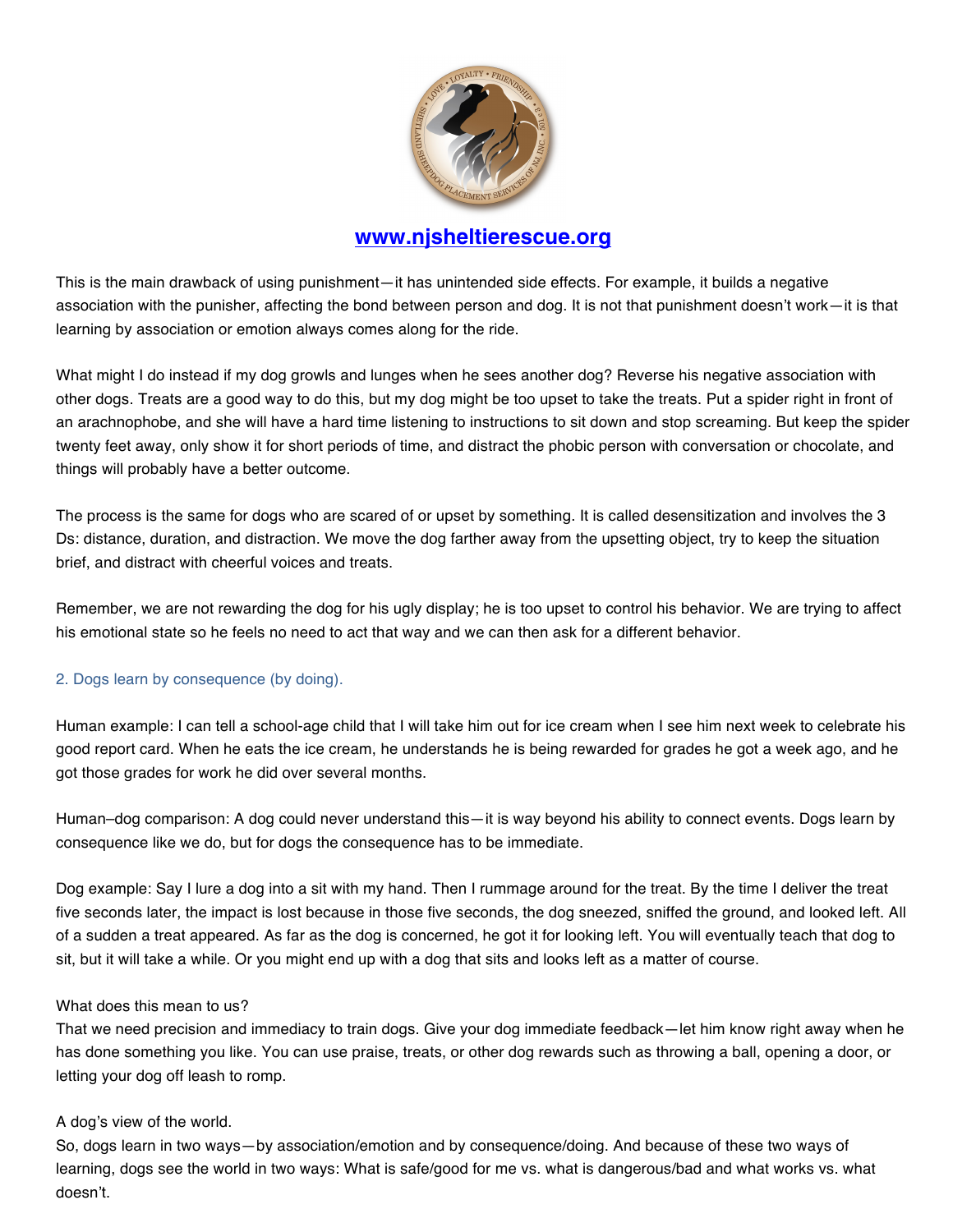www.njsheltierescue.org

This is the main drawback of using punishment—it has unintended side effects. For example, it builds a negative association with the punisher, affecting the bond between person and dog. It is not that punishment doesn't work—it is that learning by association or emotion always comes along for the ride.

What might I do instead if my dog growls and lunges when he sees another dog? Reverse his negative association with other dogs. Treats are a good way to do this, but my dog might be too upset to take the treats. Put a spider right in front of an arachnophobe, and she will have a hard time listening to instructions to sit down and stop screaming. But keep the spider twenty feet away, only show it for short periods of time, and distract the phobic person with conversation or chocolate, and things will probably have a better outcome.

The process is the same for dogs who are scared of or upset by something. It is called desensitization and involves the 3 Ds: distance, duration, and distraction. We move the dog farther away from the upsetting object, try to keep the situation brief, and distract with cheerful voices and treats.

Remember, we are not rewarding the dog for his ugly display; he is too upset to control his behavior. We are trying to affect his emotional state so he feels no need to act that way and we can then ask for a different behavior.

## 2. Dogs learn by consequence (by doing).

Human example: I can tell a school-age child that I will take him out for ice cream when I see him next week to celebrate his good report card. When he eats the ice cream, he understands he is being rewarded for grades he got a week ago, and he got those grades for work he did over several months.

Human–dog comparison: A dog could never understand this—it is way beyond his ability to connect events. Dogs learn by consequence like we do, but for dogs the consequence has to be immediate.

Dog example: Say I lure a dog into a sit with my hand. Then I rummage around for the treat. By the time I deliver the treat five seconds later, the impact is lost because in those five seconds, the dog sneezed, sniffed the ground, and looked left. All of a sudden a treat appeared. As far as the dog is concerned, he got it for looking left. You will eventually teach that dog to sit, but it will take a while. Or you might end up with a dog that sits and looks left as a matter of course.

What does this mean to us?
That we need precision and immediacy to train dogs. Give your dog immediate feedback—let him know right away when he has done something you like. You can use praise, treats, or other dog rewards such as throwing a ball, opening a door, or letting your dog off leash to romp.

A dog's view of the world.
So, dogs learn in two ways—by association/emotion and by consequence/doing. And because of these two ways of learning, dogs see the world in two ways: What is safe/good for me vs. what is dangerous/bad and what works vs. what doesn't.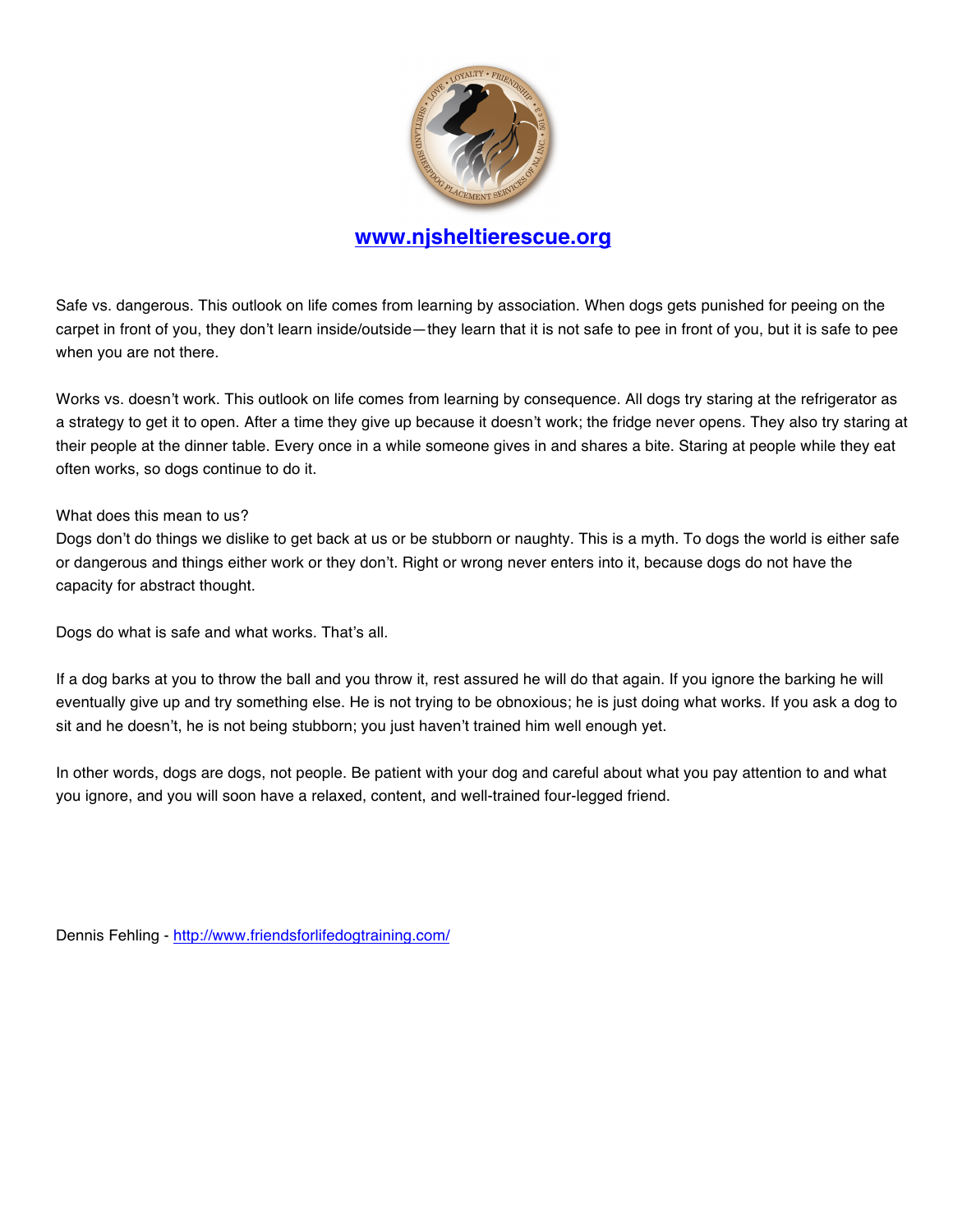[www.njsheltierescue.org](http://www.njsheltierescue.org)

Safe vs. dangerous. This outlook on life comes from learning by association. When dogs gets punished for peeing on the carpet in front of you, they don't learn inside/outside—they learn that it is not safe to pee in front of you, but it is safe to pee when you are not there.

Works vs. doesn't work. This outlook on life comes from learning by consequence. All dogs try staring at the refrigerator as a strategy to get it to open. After a time they give up because it doesn't work; the fridge never opens. They also try staring at their people at the dinner table. Every once in a while someone gives in and shares a bite. Staring at people while they eat often works, so dogs continue to do it.

What does this mean to us?
Dogs don't do things we dislike to get back at us or be stubborn or naughty. This is a myth. To dogs the world is either safe or dangerous and things either work or they don't. Right or wrong never enters into it, because dogs do not have the capacity for abstract thought.

Dogs do what is safe and what works. That's all.

If a dog barks at you to throw the ball and you throw it, rest assured he will do that again. If you ignore the barking he will eventually give up and try something else. He is not trying to be obnoxious; he is just doing what works. If you ask a dog to sit and he doesn't, he is not being stubborn; you just haven't trained him well enough yet.

In other words, dogs are dogs, not people. Be patient with your dog and careful about what you pay attention to and what you ignore, and you will soon have a relaxed, content, and well-trained four-legged friend.

Dennis Fehling - [http://www.friendsforlifedogtraining.com/](http://www.friendsforlifedogtraining.com/)